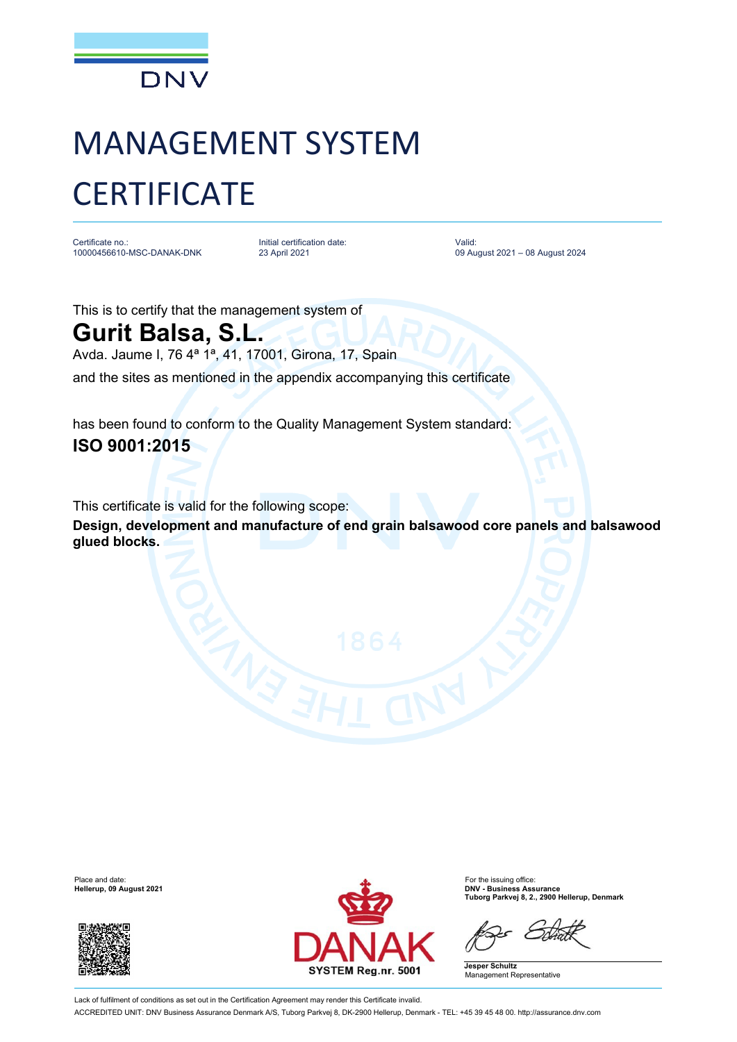DNV

# MANAGEMENT SYSTEM CERTIFICATE

| Certificate no.: | Initial certification date: | Valid: |
| --- | --- | --- |
| 10000456610-MSC-DANAK-DNK | 23 April 2021 | 09 August 2021 – 08 August 2024 |

This is to certify that the management system of

## Gurit Balsa, S.L.

Avda. Jaume I, 76 4ª 1ª, 41, 17001, Girona, 17, Spain

and the sites as mentioned in the appendix accompanying this certificate

has been found to conform to the Quality Management System standard:

**ISO 9001:2015**

This certificate is valid for the following scope:

**Design, development and manufacture of end grain balsawood core panels and balsawood glued blocks.**

Place and date:
**Hellerup, 09 August 2021**

DANAK
SYSTEM Reg.nr. 5001

For the issuing office:
**DNV - Business Assurance**
**Tuborg Parkvej 8, 2., 2900 Hellerup, Denmark**

**Jesper Schultz**
Management Representative

Lack of fulfilment of conditions as set out in the Certification Agreement may render this Certificate invalid.

ACCREDITED UNIT: DNV Business Assurance Denmark A/S, Tuborg Parkvej 8, DK-2900 Hellerup, Denmark - TEL: +45 39 45 48 00. http://assurance.dnv.com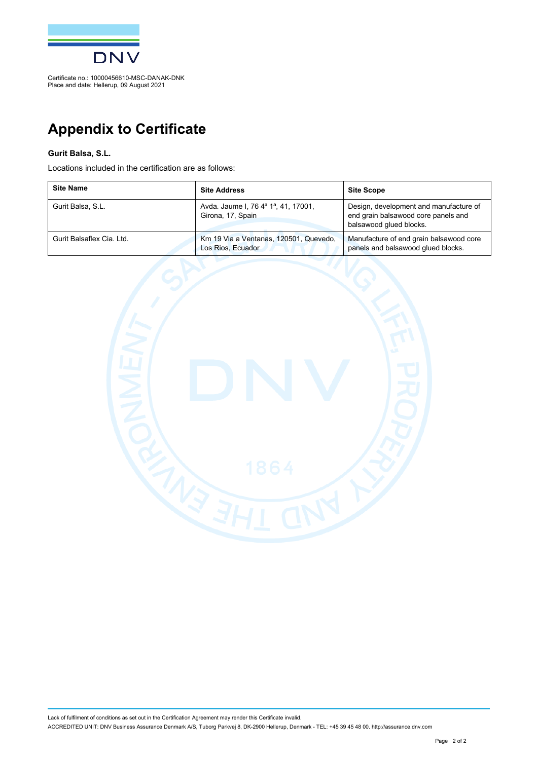Certificate no.: 10000456610-MSC-DANAK-DNK
Place and date: Hellerup, 09 August 2021

# Appendix to Certificate

**Gurit Balsa, S.L.**

Locations included in the certification are as follows:

| Site Name | Site Address | Site Scope |
| --- | --- | --- |
| Gurit Balsa, S.L. | Avda. Jaume I, 76 4ª 1ª, 41, 17001, Girona, 17, Spain | Design, development and manufacture of end grain balsawood core panels and balsawood glued blocks. |
| Gurit Balsaflex Cia. Ltd. | Km 19 Via a Ventanas, 120501, Quevedo, Los Rios, Ecuador | Manufacture of end grain balsawood core panels and balsawood glued blocks. |

Lack of fulfilment of conditions as set out in the Certification Agreement may render this Certificate invalid.

ACCREDITED UNIT: DNV Business Assurance Denmark A/S, Tuborg Parkvej 8, DK-2900 Hellerup, Denmark - TEL: +45 39 45 48 00. http://assurance.dnv.com